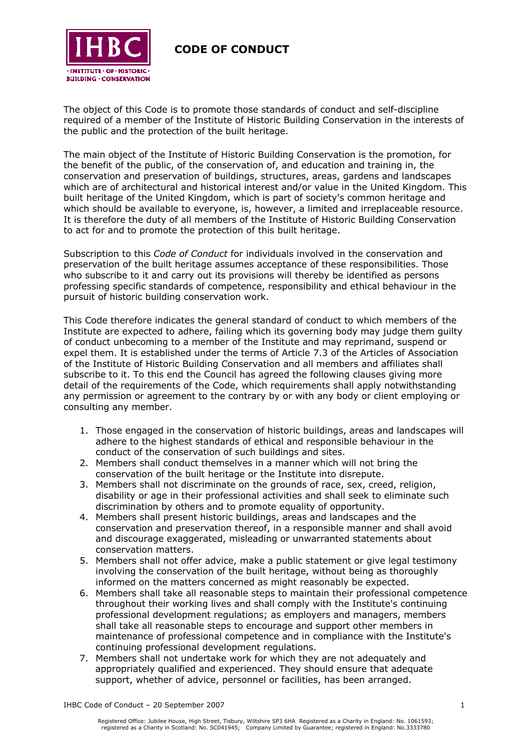# CODE OF CONDUCT

The object of this Code is to promote those standards of conduct and self-discipline required of a member of the Institute of Historic Building Conservation in the interests of the public and the protection of the built heritage.

The main object of the Institute of Historic Building Conservation is the promotion, for the benefit of the public, of the conservation of, and education and training in, the conservation and preservation of buildings, structures, areas, gardens and landscapes which are of architectural and historical interest and/or value in the United Kingdom. This built heritage of the United Kingdom, which is part of society's common heritage and which should be available to everyone, is, however, a limited and irreplaceable resource. It is therefore the duty of all members of the Institute of Historic Building Conservation to act for and to promote the protection of this built heritage.

Subscription to this *Code of Conduct* for individuals involved in the conservation and preservation of the built heritage assumes acceptance of these responsibilities. Those who subscribe to it and carry out its provisions will thereby be identified as persons professing specific standards of competence, responsibility and ethical behaviour in the pursuit of historic building conservation work.

This Code therefore indicates the general standard of conduct to which members of the Institute are expected to adhere, failing which its governing body may judge them guilty of conduct unbecoming to a member of the Institute and may reprimand, suspend or expel them. It is established under the terms of Article 7.3 of the Articles of Association of the Institute of Historic Building Conservation and all members and affiliates shall subscribe to it. To this end the Council has agreed the following clauses giving more detail of the requirements of the Code, which requirements shall apply notwithstanding any permission or agreement to the contrary by or with any body or client employing or consulting any member.

1. Those engaged in the conservation of historic buildings, areas and landscapes will adhere to the highest standards of ethical and responsible behaviour in the conduct of the conservation of such buildings and sites.
2. Members shall conduct themselves in a manner which will not bring the conservation of the built heritage or the Institute into disrepute.
3. Members shall not discriminate on the grounds of race, sex, creed, religion, disability or age in their professional activities and shall seek to eliminate such discrimination by others and to promote equality of opportunity.
4. Members shall present historic buildings, areas and landscapes and the conservation and preservation thereof, in a responsible manner and shall avoid and discourage exaggerated, misleading or unwarranted statements about conservation matters.
5. Members shall not offer advice, make a public statement or give legal testimony involving the conservation of the built heritage, without being as thoroughly informed on the matters concerned as might reasonably be expected.
6. Members shall take all reasonable steps to maintain their professional competence throughout their working lives and shall comply with the Institute's continuing professional development regulations; as employers and managers, members shall take all reasonable steps to encourage and support other members in maintenance of professional competence and in compliance with the Institute's continuing professional development regulations.
7. Members shall not undertake work for which they are not adequately and appropriately qualified and experienced. They should ensure that adequate support, whether of advice, personnel or facilities, has been arranged.

IHBC Code of Conduct – 20 September 2007

Registered Office: Jubilee House, High Street, Tisbury, Wiltshire SP3 6HA Registered as a Charity in England: No. 1061593; registered as a Charity in Scotland: No. SC041945; Company Limited by Guarantee; registered in England: No.3333780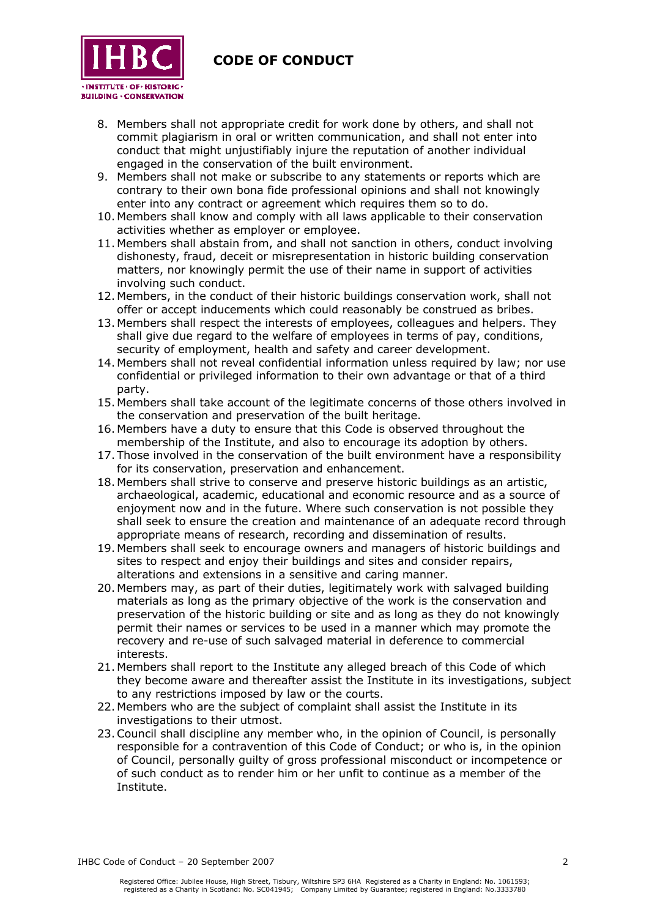8. Members shall not appropriate credit for work done by others, and shall not commit plagiarism in oral or written communication, and shall not enter into conduct that might unjustifiably injure the reputation of another individual engaged in the conservation of the built environment.
9. Members shall not make or subscribe to any statements or reports which are contrary to their own bona fide professional opinions and shall not knowingly enter into any contract or agreement which requires them so to do.
10. Members shall know and comply with all laws applicable to their conservation activities whether as employer or employee.
11. Members shall abstain from, and shall not sanction in others, conduct involving dishonesty, fraud, deceit or misrepresentation in historic building conservation matters, nor knowingly permit the use of their name in support of activities involving such conduct.
12. Members, in the conduct of their historic buildings conservation work, shall not offer or accept inducements which could reasonably be construed as bribes.
13. Members shall respect the interests of employees, colleagues and helpers. They shall give due regard to the welfare of employees in terms of pay, conditions, security of employment, health and safety and career development.
14. Members shall not reveal confidential information unless required by law; nor use confidential or privileged information to their own advantage or that of a third party.
15. Members shall take account of the legitimate concerns of those others involved in the conservation and preservation of the built heritage.
16. Members have a duty to ensure that this Code is observed throughout the membership of the Institute, and also to encourage its adoption by others.
17. Those involved in the conservation of the built environment have a responsibility for its conservation, preservation and enhancement.
18. Members shall strive to conserve and preserve historic buildings as an artistic, archaeological, academic, educational and economic resource and as a source of enjoyment now and in the future. Where such conservation is not possible they shall seek to ensure the creation and maintenance of an adequate record through appropriate means of research, recording and dissemination of results.
19. Members shall seek to encourage owners and managers of historic buildings and sites to respect and enjoy their buildings and sites and consider repairs, alterations and extensions in a sensitive and caring manner.
20. Members may, as part of their duties, legitimately work with salvaged building materials as long as the primary objective of the work is the conservation and preservation of the historic building or site and as long as they do not knowingly permit their names or services to be used in a manner which may promote the recovery and re-use of such salvaged material in deference to commercial interests.
21. Members shall report to the Institute any alleged breach of this Code of which they become aware and thereafter assist the Institute in its investigations, subject to any restrictions imposed by law or the courts.
22. Members who are the subject of complaint shall assist the Institute in its investigations to their utmost.
23. Council shall discipline any member who, in the opinion of Council, is personally responsible for a contravention of this Code of Conduct; or who is, in the opinion of Council, personally guilty of gross professional misconduct or incompetence or of such conduct as to render him or her unfit to continue as a member of the Institute.